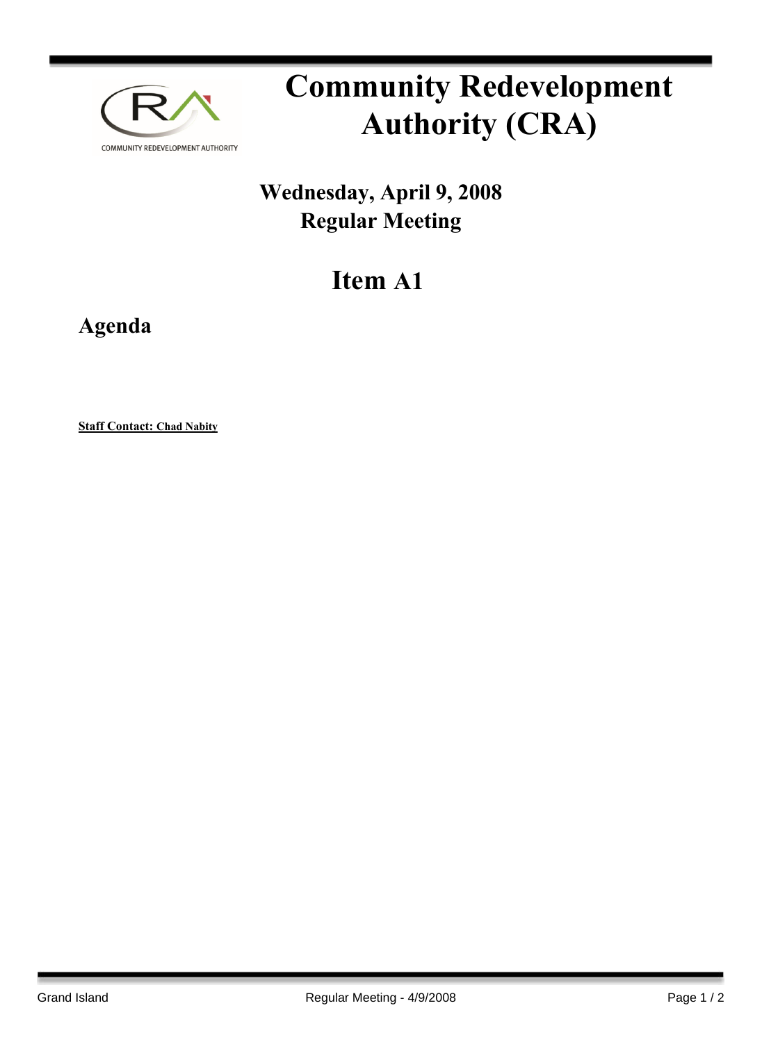# Community Redevelopment Authority (CRA)

## Wednesday, April 9, 2008
## Regular Meeting

# Item A1

## Agenda

**Staff Contact: Chad Nabity**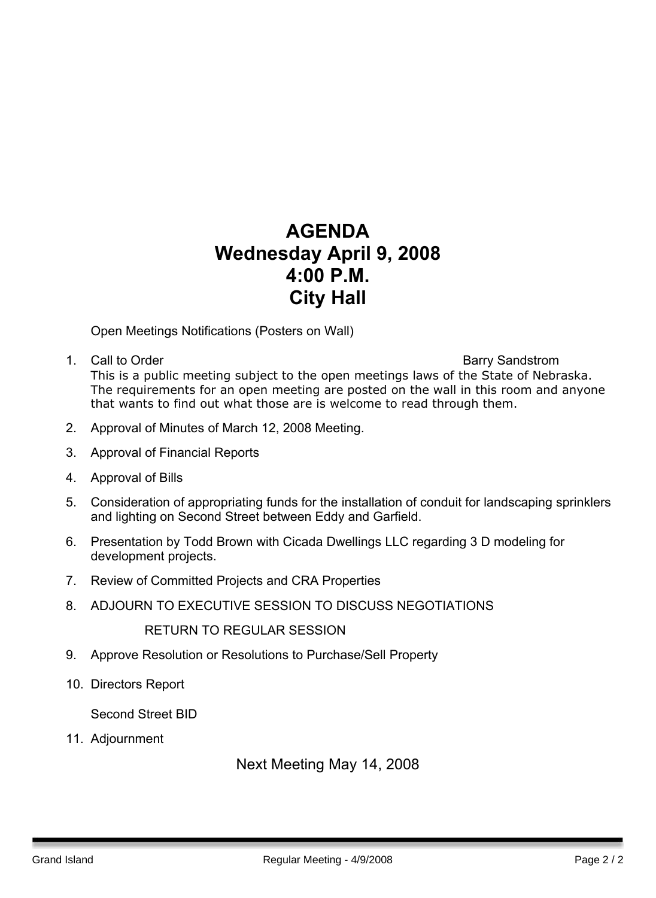# AGENDA
# Wednesday April 9, 2008
# 4:00 P.M.
# City Hall

Open Meetings Notifications (Posters on Wall)

1. Call to Order — Barry Sandstrom

   This is a public meeting subject to the open meetings laws of the State of Nebraska. The requirements for an open meeting are posted on the wall in this room and anyone that wants to find out what those are is welcome to read through them.

2. Approval of Minutes of March 12, 2008 Meeting.

3. Approval of Financial Reports

4. Approval of Bills

5. Consideration of appropriating funds for the installation of conduit for landscaping sprinklers and lighting on Second Street between Eddy and Garfield.

6. Presentation by Todd Brown with Cicada Dwellings LLC regarding 3 D modeling for development projects.

7. Review of Committed Projects and CRA Properties

8. ADJOURN TO EXECUTIVE SESSION TO DISCUSS NEGOTIATIONS

   RETURN TO REGULAR SESSION

9. Approve Resolution or Resolutions to Purchase/Sell Property

10. Directors Report

    Second Street BID

11. Adjournment

Next Meeting May 14, 2008